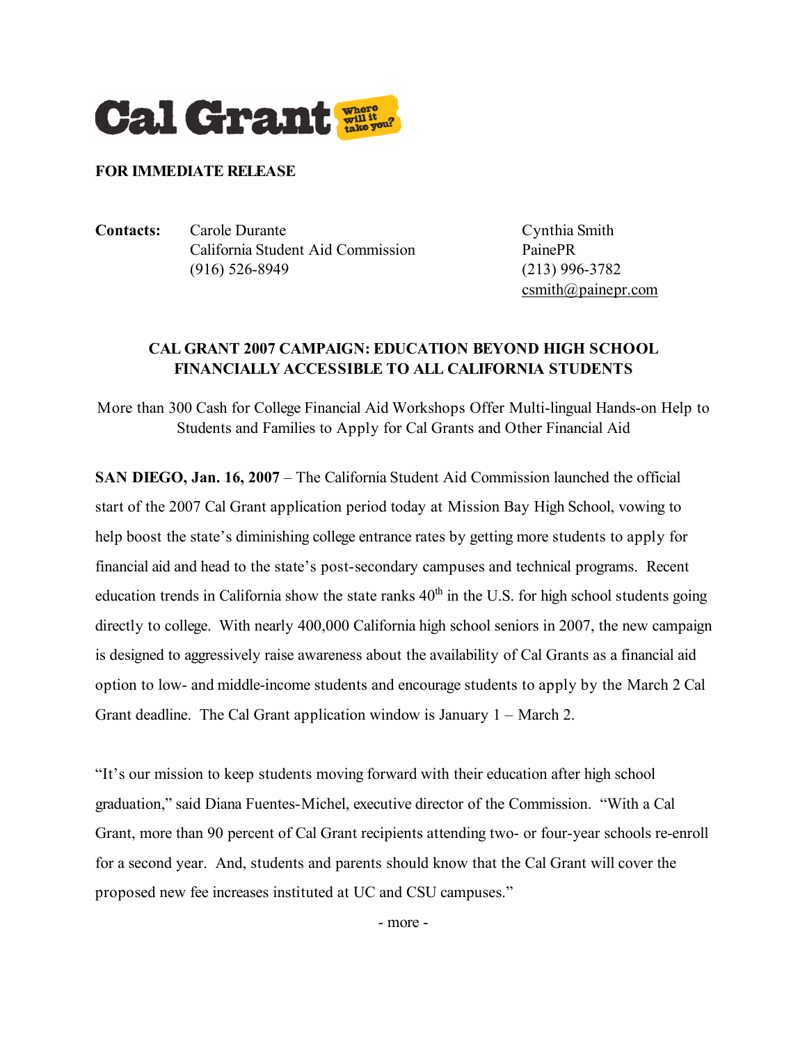**Cal Grant** Where will it take you?

**FOR IMMEDIATE RELEASE**

**Contacts:** Carole Durante
California Student Aid Commission
(916) 526-8949

Cynthia Smith
PainePR
(213) 996-3782
csmith@painepr.com

## CAL GRANT 2007 CAMPAIGN: EDUCATION BEYOND HIGH SCHOOL FINANCIALLY ACCESSIBLE TO ALL CALIFORNIA STUDENTS

More than 300 Cash for College Financial Aid Workshops Offer Multi-lingual Hands-on Help to Students and Families to Apply for Cal Grants and Other Financial Aid

**SAN DIEGO, Jan. 16, 2007** – The California Student Aid Commission launched the official start of the 2007 Cal Grant application period today at Mission Bay High School, vowing to help boost the state's diminishing college entrance rates by getting more students to apply for financial aid and head to the state's post-secondary campuses and technical programs. Recent education trends in California show the state ranks 40th in the U.S. for high school students going directly to college. With nearly 400,000 California high school seniors in 2007, the new campaign is designed to aggressively raise awareness about the availability of Cal Grants as a financial aid option to low- and middle-income students and encourage students to apply by the March 2 Cal Grant deadline. The Cal Grant application window is January 1 – March 2.

"It's our mission to keep students moving forward with their education after high school graduation," said Diana Fuentes-Michel, executive director of the Commission. "With a Cal Grant, more than 90 percent of Cal Grant recipients attending two- or four-year schools re-enroll for a second year. And, students and parents should know that the Cal Grant will cover the proposed new fee increases instituted at UC and CSU campuses."

- more -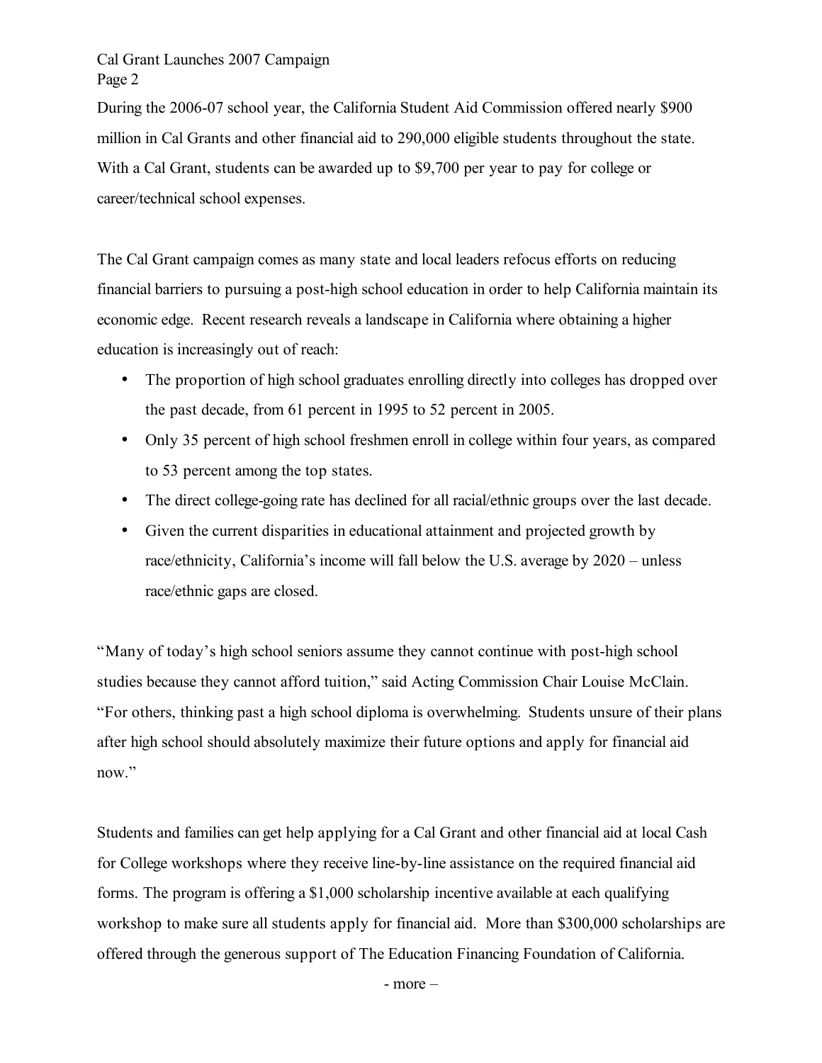During the 2006-07 school year, the California Student Aid Commission offered nearly $900 million in Cal Grants and other financial aid to 290,000 eligible students throughout the state. With a Cal Grant, students can be awarded up to $9,700 per year to pay for college or career/technical school expenses.

The Cal Grant campaign comes as many state and local leaders refocus efforts on reducing financial barriers to pursuing a post-high school education in order to help California maintain its economic edge. Recent research reveals a landscape in California where obtaining a higher education is increasingly out of reach:

- The proportion of high school graduates enrolling directly into colleges has dropped over the past decade, from 61 percent in 1995 to 52 percent in 2005.
- Only 35 percent of high school freshmen enroll in college within four years, as compared to 53 percent among the top states.
- The direct college-going rate has declined for all racial/ethnic groups over the last decade.
- Given the current disparities in educational attainment and projected growth by race/ethnicity, California's income will fall below the U.S. average by 2020 – unless race/ethnic gaps are closed.

"Many of today's high school seniors assume they cannot continue with post-high school studies because they cannot afford tuition," said Acting Commission Chair Louise McClain. "For others, thinking past a high school diploma is overwhelming. Students unsure of their plans after high school should absolutely maximize their future options and apply for financial aid now."

Students and families can get help applying for a Cal Grant and other financial aid at local Cash for College workshops where they receive line-by-line assistance on the required financial aid forms. The program is offering a $1,000 scholarship incentive available at each qualifying workshop to make sure all students apply for financial aid. More than $300,000 scholarships are offered through the generous support of The Education Financing Foundation of California.

- more –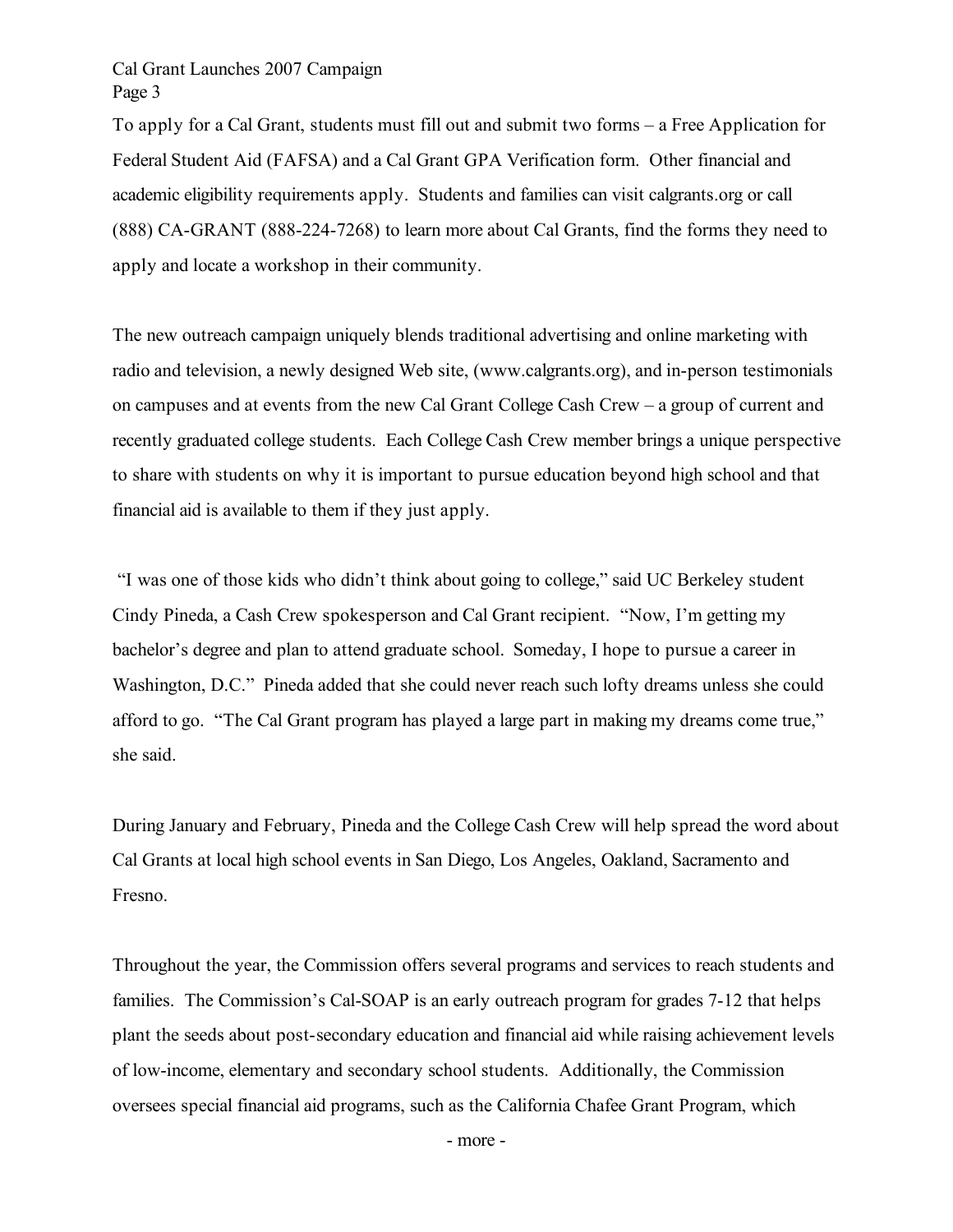To apply for a Cal Grant, students must fill out and submit two forms – a Free Application for Federal Student Aid (FAFSA) and a Cal Grant GPA Verification form. Other financial and academic eligibility requirements apply. Students and families can visit calgrants.org or call (888) CA-GRANT (888-224-7268) to learn more about Cal Grants, find the forms they need to apply and locate a workshop in their community.

The new outreach campaign uniquely blends traditional advertising and online marketing with radio and television, a newly designed Web site, (www.calgrants.org), and in-person testimonials on campuses and at events from the new Cal Grant College Cash Crew – a group of current and recently graduated college students. Each College Cash Crew member brings a unique perspective to share with students on why it is important to pursue education beyond high school and that financial aid is available to them if they just apply.

"I was one of those kids who didn't think about going to college," said UC Berkeley student Cindy Pineda, a Cash Crew spokesperson and Cal Grant recipient. "Now, I'm getting my bachelor's degree and plan to attend graduate school. Someday, I hope to pursue a career in Washington, D.C." Pineda added that she could never reach such lofty dreams unless she could afford to go. "The Cal Grant program has played a large part in making my dreams come true," she said.

During January and February, Pineda and the College Cash Crew will help spread the word about Cal Grants at local high school events in San Diego, Los Angeles, Oakland, Sacramento and Fresno.

Throughout the year, the Commission offers several programs and services to reach students and families. The Commission's Cal-SOAP is an early outreach program for grades 7-12 that helps plant the seeds about post-secondary education and financial aid while raising achievement levels of low-income, elementary and secondary school students. Additionally, the Commission oversees special financial aid programs, such as the California Chafee Grant Program, which

- more -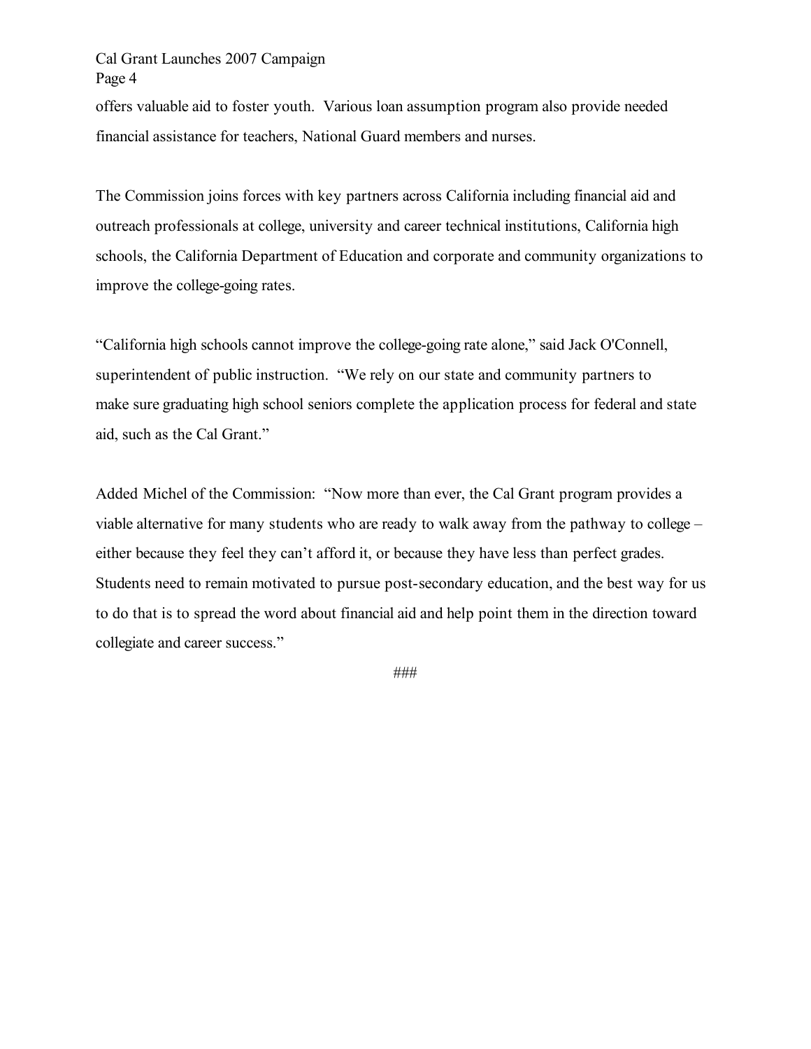offers valuable aid to foster youth. Various loan assumption program also provide needed financial assistance for teachers, National Guard members and nurses.

The Commission joins forces with key partners across California including financial aid and outreach professionals at college, university and career technical institutions, California high schools, the California Department of Education and corporate and community organizations to improve the college-going rates.

"California high schools cannot improve the college-going rate alone," said Jack O'Connell, superintendent of public instruction. "We rely on our state and community partners to make sure graduating high school seniors complete the application process for federal and state aid, such as the Cal Grant."

Added Michel of the Commission: "Now more than ever, the Cal Grant program provides a viable alternative for many students who are ready to walk away from the pathway to college – either because they feel they can't afford it, or because they have less than perfect grades. Students need to remain motivated to pursue post-secondary education, and the best way for us to do that is to spread the word about financial aid and help point them in the direction toward collegiate and career success."

###